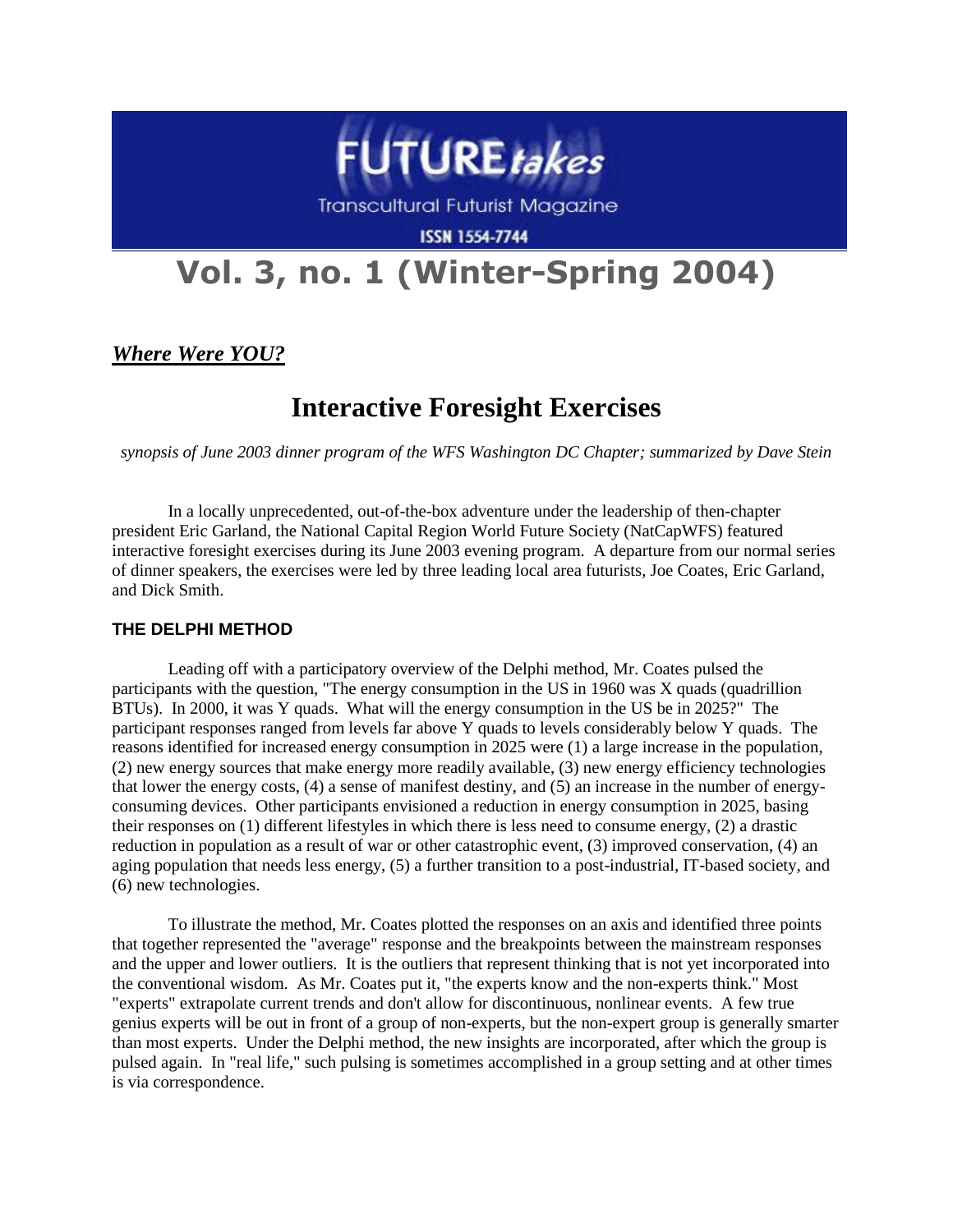# FUTURE*takes*

Transcultural Futurist Magazine

ISSN 1554-7744

# Vol. 3, no. 1 (Winter-Spring 2004)

***Where Were YOU?***

## Interactive Foresight Exercises

*synopsis of June 2003 dinner program of the WFS Washington DC Chapter; summarized by Dave Stein*

In a locally unprecedented, out-of-the-box adventure under the leadership of then-chapter president Eric Garland, the National Capital Region World Future Society (NatCapWFS) featured interactive foresight exercises during its June 2003 evening program. A departure from our normal series of dinner speakers, the exercises were led by three leading local area futurists, Joe Coates, Eric Garland, and Dick Smith.

### THE DELPHI METHOD

Leading off with a participatory overview of the Delphi method, Mr. Coates pulsed the participants with the question, "The energy consumption in the US in 1960 was X quads (quadrillion BTUs). In 2000, it was Y quads. What will the energy consumption in the US be in 2025?" The participant responses ranged from levels far above Y quads to levels considerably below Y quads. The reasons identified for increased energy consumption in 2025 were (1) a large increase in the population, (2) new energy sources that make energy more readily available, (3) new energy efficiency technologies that lower the energy costs, (4) a sense of manifest destiny, and (5) an increase in the number of energy-consuming devices. Other participants envisioned a reduction in energy consumption in 2025, basing their responses on (1) different lifestyles in which there is less need to consume energy, (2) a drastic reduction in population as a result of war or other catastrophic event, (3) improved conservation, (4) an aging population that needs less energy, (5) a further transition to a post-industrial, IT-based society, and (6) new technologies.

To illustrate the method, Mr. Coates plotted the responses on an axis and identified three points that together represented the "average" response and the breakpoints between the mainstream responses and the upper and lower outliers. It is the outliers that represent thinking that is not yet incorporated into the conventional wisdom. As Mr. Coates put it, "the experts know and the non-experts think." Most "experts" extrapolate current trends and don't allow for discontinuous, nonlinear events. A few true genius experts will be out in front of a group of non-experts, but the non-expert group is generally smarter than most experts. Under the Delphi method, the new insights are incorporated, after which the group is pulsed again. In "real life," such pulsing is sometimes accomplished in a group setting and at other times is via correspondence.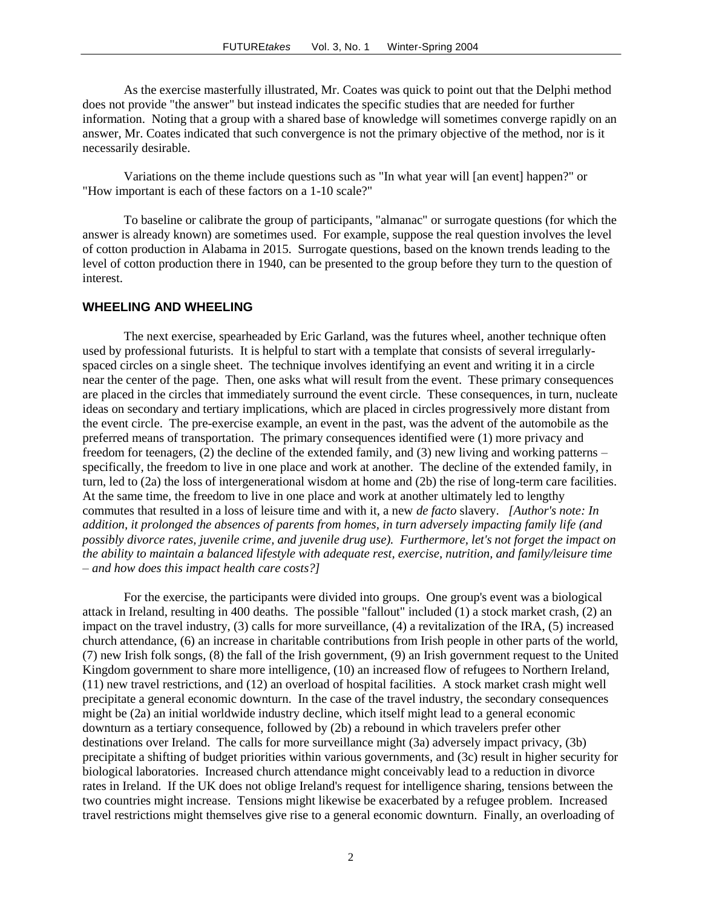As the exercise masterfully illustrated, Mr. Coates was quick to point out that the Delphi method does not provide "the answer" but instead indicates the specific studies that are needed for further information. Noting that a group with a shared base of knowledge will sometimes converge rapidly on an answer, Mr. Coates indicated that such convergence is not the primary objective of the method, nor is it necessarily desirable.

Variations on the theme include questions such as "In what year will [an event] happen?" or "How important is each of these factors on a 1-10 scale?"

To baseline or calibrate the group of participants, "almanac" or surrogate questions (for which the answer is already known) are sometimes used. For example, suppose the real question involves the level of cotton production in Alabama in 2015. Surrogate questions, based on the known trends leading to the level of cotton production there in 1940, can be presented to the group before they turn to the question of interest.

## WHEELING AND WHEELING

The next exercise, spearheaded by Eric Garland, was the futures wheel, another technique often used by professional futurists. It is helpful to start with a template that consists of several irregularly-spaced circles on a single sheet. The technique involves identifying an event and writing it in a circle near the center of the page. Then, one asks what will result from the event. These primary consequences are placed in the circles that immediately surround the event circle. These consequences, in turn, nucleate ideas on secondary and tertiary implications, which are placed in circles progressively more distant from the event circle. The pre-exercise example, an event in the past, was the advent of the automobile as the preferred means of transportation. The primary consequences identified were (1) more privacy and freedom for teenagers, (2) the decline of the extended family, and (3) new living and working patterns – specifically, the freedom to live in one place and work at another. The decline of the extended family, in turn, led to (2a) the loss of intergenerational wisdom at home and (2b) the rise of long-term care facilities. At the same time, the freedom to live in one place and work at another ultimately led to lengthy commutes that resulted in a loss of leisure time and with it, a new *de facto* slavery. *[Author's note: In addition, it prolonged the absences of parents from homes, in turn adversely impacting family life (and possibly divorce rates, juvenile crime, and juvenile drug use). Furthermore, let's not forget the impact on the ability to maintain a balanced lifestyle with adequate rest, exercise, nutrition, and family/leisure time – and how does this impact health care costs?]*

For the exercise, the participants were divided into groups. One group's event was a biological attack in Ireland, resulting in 400 deaths. The possible "fallout" included (1) a stock market crash, (2) an impact on the travel industry, (3) calls for more surveillance, (4) a revitalization of the IRA, (5) increased church attendance, (6) an increase in charitable contributions from Irish people in other parts of the world, (7) new Irish folk songs, (8) the fall of the Irish government, (9) an Irish government request to the United Kingdom government to share more intelligence, (10) an increased flow of refugees to Northern Ireland, (11) new travel restrictions, and (12) an overload of hospital facilities. A stock market crash might well precipitate a general economic downturn. In the case of the travel industry, the secondary consequences might be (2a) an initial worldwide industry decline, which itself might lead to a general economic downturn as a tertiary consequence, followed by (2b) a rebound in which travelers prefer other destinations over Ireland. The calls for more surveillance might (3a) adversely impact privacy, (3b) precipitate a shifting of budget priorities within various governments, and (3c) result in higher security for biological laboratories. Increased church attendance might conceivably lead to a reduction in divorce rates in Ireland. If the UK does not oblige Ireland's request for intelligence sharing, tensions between the two countries might increase. Tensions might likewise be exacerbated by a refugee problem. Increased travel restrictions might themselves give rise to a general economic downturn. Finally, an overloading of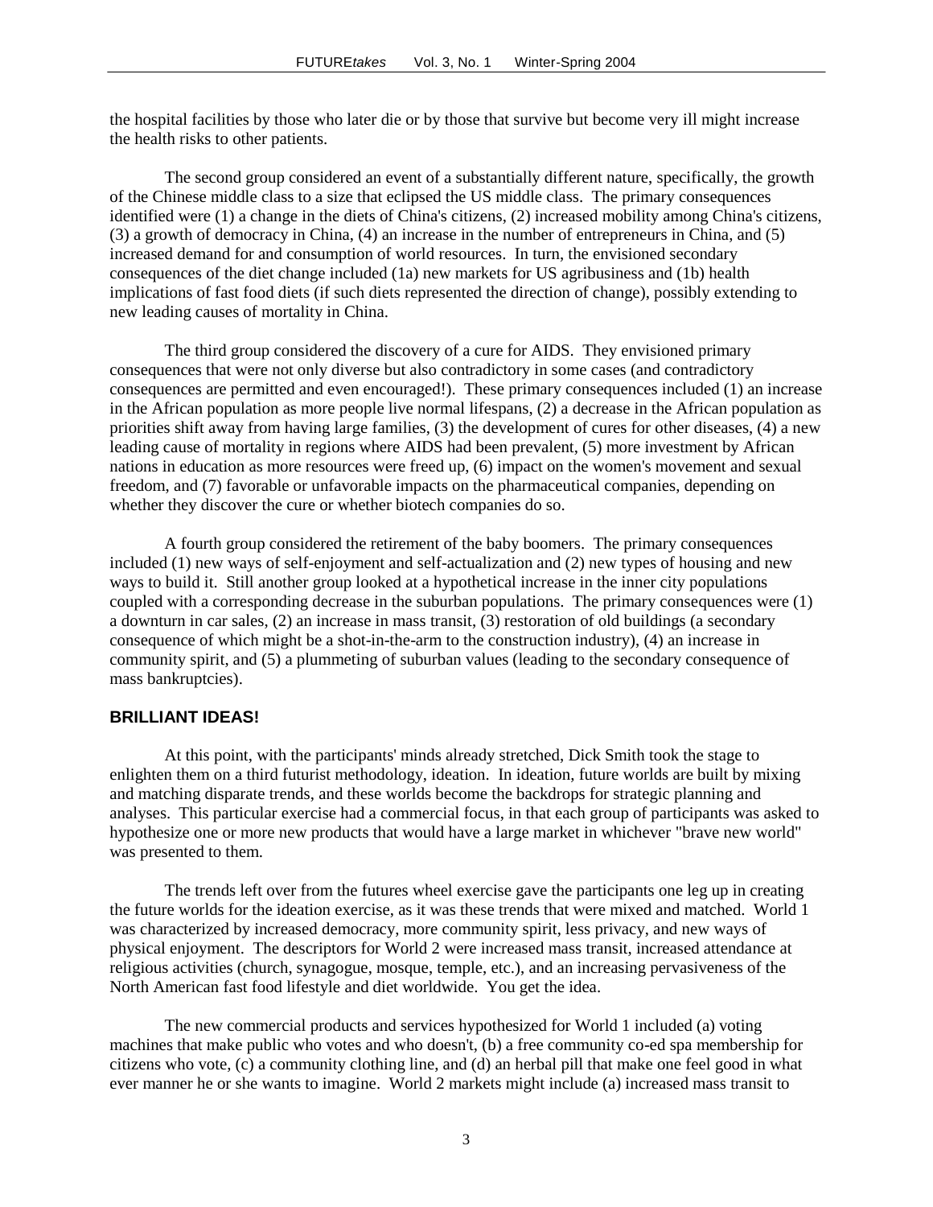the hospital facilities by those who later die or by those that survive but become very ill might increase the health risks to other patients.

The second group considered an event of a substantially different nature, specifically, the growth of the Chinese middle class to a size that eclipsed the US middle class. The primary consequences identified were (1) a change in the diets of China's citizens, (2) increased mobility among China's citizens, (3) a growth of democracy in China, (4) an increase in the number of entrepreneurs in China, and (5) increased demand for and consumption of world resources. In turn, the envisioned secondary consequences of the diet change included (1a) new markets for US agribusiness and (1b) health implications of fast food diets (if such diets represented the direction of change), possibly extending to new leading causes of mortality in China.

The third group considered the discovery of a cure for AIDS. They envisioned primary consequences that were not only diverse but also contradictory in some cases (and contradictory consequences are permitted and even encouraged!). These primary consequences included (1) an increase in the African population as more people live normal lifespans, (2) a decrease in the African population as priorities shift away from having large families, (3) the development of cures for other diseases, (4) a new leading cause of mortality in regions where AIDS had been prevalent, (5) more investment by African nations in education as more resources were freed up, (6) impact on the women's movement and sexual freedom, and (7) favorable or unfavorable impacts on the pharmaceutical companies, depending on whether they discover the cure or whether biotech companies do so.

A fourth group considered the retirement of the baby boomers. The primary consequences included (1) new ways of self-enjoyment and self-actualization and (2) new types of housing and new ways to build it. Still another group looked at a hypothetical increase in the inner city populations coupled with a corresponding decrease in the suburban populations. The primary consequences were (1) a downturn in car sales, (2) an increase in mass transit, (3) restoration of old buildings (a secondary consequence of which might be a shot-in-the-arm to the construction industry), (4) an increase in community spirit, and (5) a plummeting of suburban values (leading to the secondary consequence of mass bankruptcies).

## BRILLIANT IDEAS!

At this point, with the participants' minds already stretched, Dick Smith took the stage to enlighten them on a third futurist methodology, ideation. In ideation, future worlds are built by mixing and matching disparate trends, and these worlds become the backdrops for strategic planning and analyses. This particular exercise had a commercial focus, in that each group of participants was asked to hypothesize one or more new products that would have a large market in whichever "brave new world" was presented to them.

The trends left over from the futures wheel exercise gave the participants one leg up in creating the future worlds for the ideation exercise, as it was these trends that were mixed and matched. World 1 was characterized by increased democracy, more community spirit, less privacy, and new ways of physical enjoyment. The descriptors for World 2 were increased mass transit, increased attendance at religious activities (church, synagogue, mosque, temple, etc.), and an increasing pervasiveness of the North American fast food lifestyle and diet worldwide. You get the idea.

The new commercial products and services hypothesized for World 1 included (a) voting machines that make public who votes and who doesn't, (b) a free community co-ed spa membership for citizens who vote, (c) a community clothing line, and (d) an herbal pill that make one feel good in what ever manner he or she wants to imagine. World 2 markets might include (a) increased mass transit to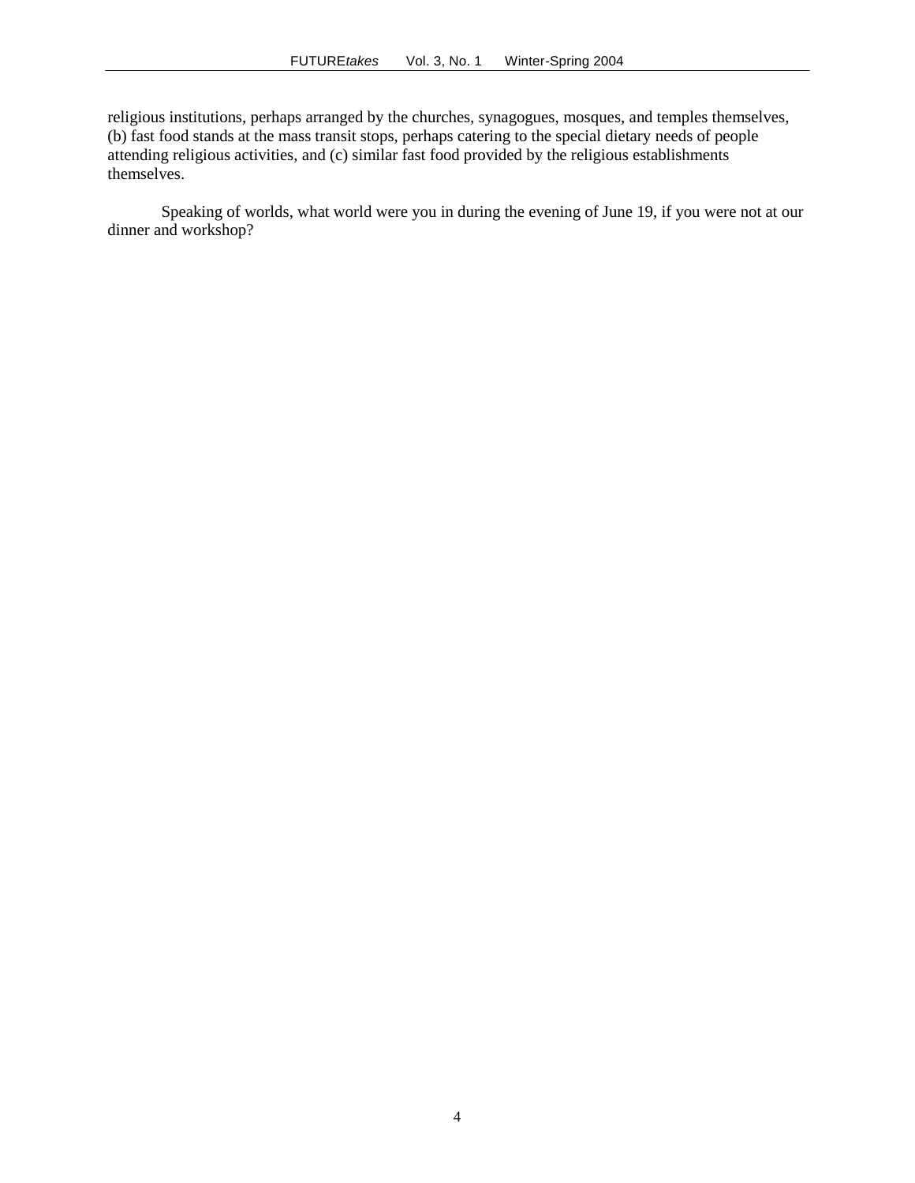religious institutions, perhaps arranged by the churches, synagogues, mosques, and temples themselves, (b) fast food stands at the mass transit stops, perhaps catering to the special dietary needs of people attending religious activities, and (c) similar fast food provided by the religious establishments themselves.

Speaking of worlds, what world were you in during the evening of June 19, if you were not at our dinner and workshop?